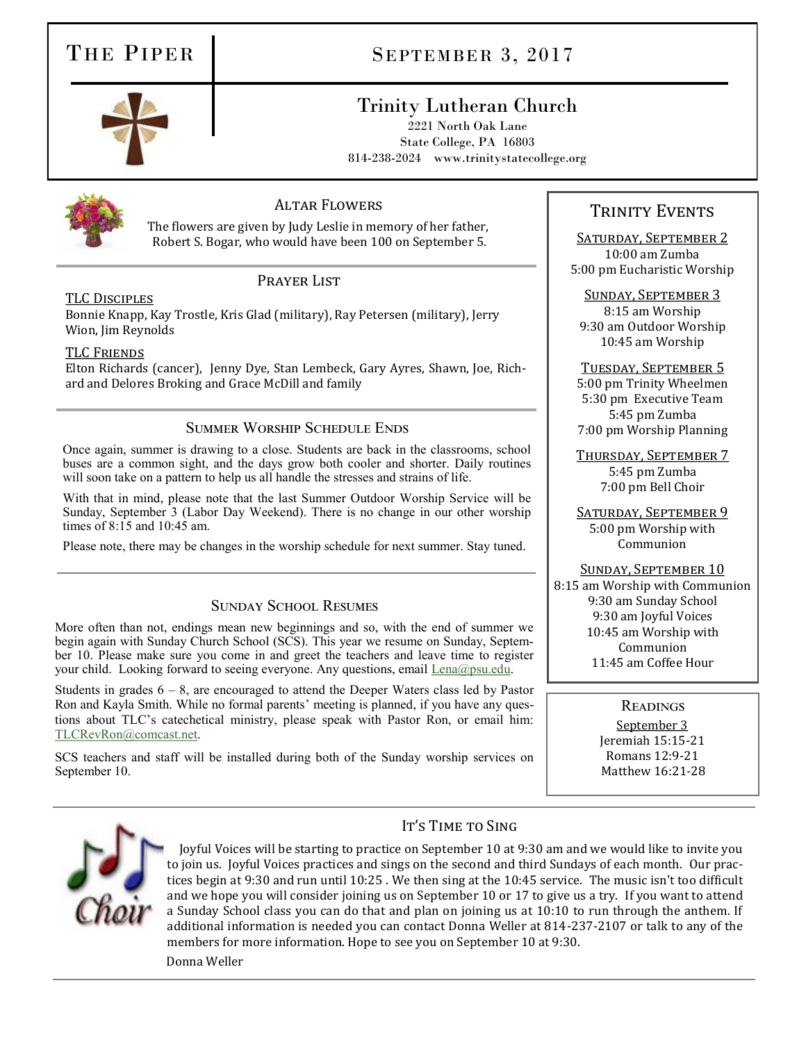# The Piper

## September 3, 2017

## Trinity Lutheran Church

2221 North Oak Lane
State College, PA 16803
814-238-2024 www.trinitystatecollege.org

### Altar Flowers

The flowers are given by Judy Leslie in memory of her father, Robert S. Bogar, who would have been 100 on September 5.

### Prayer List

TLC Disciples
Bonnie Knapp, Kay Trostle, Kris Glad (military), Ray Petersen (military), Jerry Wion, Jim Reynolds

TLC Friends
Elton Richards (cancer), Jenny Dye, Stan Lembeck, Gary Ayres, Shawn, Joe, Richard and Delores Broking and Grace McDill and family

### Summer Worship Schedule Ends

Once again, summer is drawing to a close. Students are back in the classrooms, school buses are a common sight, and the days grow both cooler and shorter. Daily routines will soon take on a pattern to help us all handle the stresses and strains of life.

With that in mind, please note that the last Summer Outdoor Worship Service will be Sunday, September 3 (Labor Day Weekend). There is no change in our other worship times of 8:15 and 10:45 am.

Please note, there may be changes in the worship schedule for next summer. Stay tuned.

### Sunday School Resumes

More often than not, endings mean new beginnings and so, with the end of summer we begin again with Sunday Church School (SCS). This year we resume on Sunday, September 10. Please make sure you come in and greet the teachers and leave time to register your child. Looking forward to seeing everyone. Any questions, email Lena@psu.edu.

Students in grades 6 – 8, are encouraged to attend the Deeper Waters class led by Pastor Ron and Kayla Smith. While no formal parents' meeting is planned, if you have any questions about TLC's catechetical ministry, please speak with Pastor Ron, or email him: TLCRevRon@comcast.net.

SCS teachers and staff will be installed during both of the Sunday worship services on September 10.

### Trinity Events

**Saturday, September 2**
10:00 am Zumba
5:00 pm Eucharistic Worship

**Sunday, September 3**
8:15 am Worship
9:30 am Outdoor Worship
10:45 am Worship

**Tuesday, September 5**
5:00 pm Trinity Wheelmen
5:30 pm Executive Team
5:45 pm Zumba
7:00 pm Worship Planning

**Thursday, September 7**
5:45 pm Zumba
7:00 pm Bell Choir

**Saturday, September 9**
5:00 pm Worship with Communion

**Sunday, September 10**
8:15 am Worship with Communion
9:30 am Sunday School
9:30 am Joyful Voices
10:45 am Worship with Communion
11:45 am Coffee Hour

### Readings

September 3
Jeremiah 15:15-21
Romans 12:9-21
Matthew 16:21-28

### It's Time to Sing

Joyful Voices will be starting to practice on September 10 at 9:30 am and we would like to invite you to join us. Joyful Voices practices and sings on the second and third Sundays of each month. Our practices begin at 9:30 and run until 10:25 . We then sing at the 10:45 service. The music isn't too difficult and we hope you will consider joining us on September 10 or 17 to give us a try. If you want to attend a Sunday School class you can do that and plan on joining us at 10:10 to run through the anthem. If additional information is needed you can contact Donna Weller at 814-237-2107 or talk to any of the members for more information. Hope to see you on September 10 at 9:30.

Donna Weller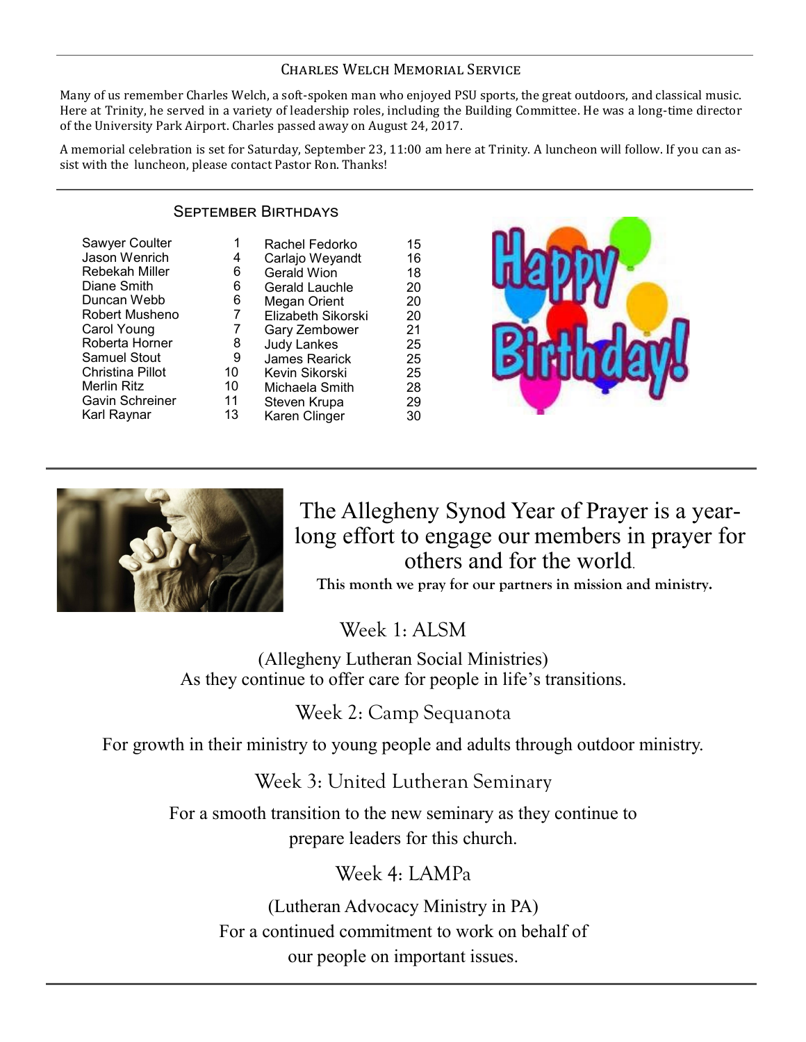## Charles Welch Memorial Service

Many of us remember Charles Welch, a soft-spoken man who enjoyed PSU sports, the great outdoors, and classical music. Here at Trinity, he served in a variety of leadership roles, including the Building Committee. He was a long-time director of the University Park Airport. Charles passed away on August 24, 2017.

A memorial celebration is set for Saturday, September 23, 11:00 am here at Trinity. A luncheon will follow. If you can assist with the luncheon, please contact Pastor Ron. Thanks!

## September Birthdays

| | | | |
|---|---|---|---|
| Sawyer Coulter | 1 | Rachel Fedorko | 15 |
| Jason Wenrich | 4 | Carlajo Weyandt | 16 |
| Rebekah Miller | 6 | Gerald Wion | 18 |
| Diane Smith | 6 | Gerald Lauchle | 20 |
| Duncan Webb | 6 | Megan Orient | 20 |
| Robert Musheno | 7 | Elizabeth Sikorski | 20 |
| Carol Young | 7 | Gary Zembower | 21 |
| Roberta Horner | 8 | Judy Lankes | 25 |
| Samuel Stout | 9 | James Rearick | 25 |
| Christina Pillot | 10 | Kevin Sikorski | 25 |
| Merlin Ritz | 10 | Michaela Smith | 28 |
| Gavin Schreiner | 11 | Steven Krupa | 29 |
| Karl Raynar | 13 | Karen Clinger | 30 |

Happy Birthday!

The Allegheny Synod Year of Prayer is a year-long effort to engage our members in prayer for others and for the world.

**This month we pray for our partners in mission and ministry.**

### Week 1: ALSM

(Allegheny Lutheran Social Ministries)
As they continue to offer care for people in life's transitions.

### Week 2: Camp Sequanota

For growth in their ministry to young people and adults through outdoor ministry.

### Week 3: United Lutheran Seminary

For a smooth transition to the new seminary as they continue to prepare leaders for this church.

### Week 4: LAMPa

(Lutheran Advocacy Ministry in PA)
For a continued commitment to work on behalf of our people on important issues.